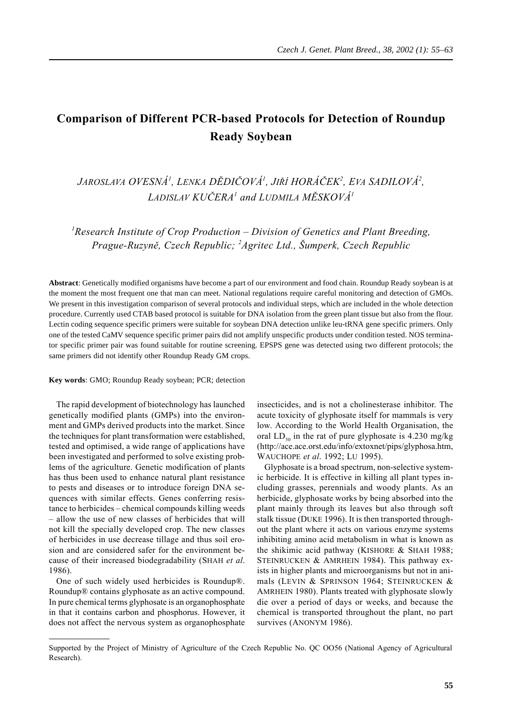# Comparison of Different PCR-based Protocols for Detection of Roundup Ready Soybean

*JAROSLAVA OVESNÁ[1], LENKA DĚDIČOVÁ[1], JIŘÍ HORÁČEK[2], EVA SADILOVÁ[2], LADISLAV KUČERA[1] and LUDMILA MĚSKOVÁ[1]*

*[1]Research Institute of Crop Production – Division of Genetics and Plant Breeding, Prague-Ruzyně, Czech Republic; [2]Agritec Ltd., Šumperk, Czech Republic*

**Abstract**: Genetically modified organisms have become a part of our environment and food chain. Roundup Ready soybean is at the moment the most frequent one that man can meet. National regulations require careful monitoring and detection of GMOs. We present in this investigation comparison of several protocols and individual steps, which are included in the whole detection procedure. Currently used CTAB based protocol is suitable for DNA isolation from the green plant tissue but also from the flour. Lectin coding sequence specific primers were suitable for soybean DNA detection unlike leu-tRNA gene specific primers. Only one of the tested CaMV sequence specific primer pairs did not amplify unspecific products under condition tested. NOS terminator specific primer pair was found suitable for routine screening. EPSPS gene was detected using two different protocols; the same primers did not identify other Roundup Ready GM crops.

**Key words**: GMO; Roundup Ready soybean; PCR; detection

The rapid development of biotechnology has launched genetically modified plants (GMPs) into the environment and GMPs derived products into the market. Since the techniques for plant transformation were established, tested and optimised, a wide range of applications have been investigated and performed to solve existing problems of the agriculture. Genetic modification of plants has thus been used to enhance natural plant resistance to pests and diseases or to introduce foreign DNA sequences with similar effects. Genes conferring resistance to herbicides – chemical compounds killing weeds – allow the use of new classes of herbicides that will not kill the specially developed crop. The new classes of herbicides in use decrease tillage and thus soil erosion and are considered safer for the environment because of their increased biodegradability (SHAH *et al*. 1986).

One of such widely used herbicides is Roundup®. Roundup® contains glyphosate as an active compound. In pure chemical terms glyphosate is an organophosphate in that it contains carbon and phosphorus. However, it does not affect the nervous system as organophosphate insecticides, and is not a cholinesterase inhibitor. The acute toxicity of glyphosate itself for mammals is very low. According to the World Health Organisation, the oral $LD_{50}$ in the rat of pure glyphosate is 4.230 mg/kg (http://ace.ace.orst.edu/info/extoxnet/pips/glyphosa.htm, WAUCHOPE *et al*. 1992; LU 1995).

Glyphosate is a broad spectrum, non-selective systemic herbicide. It is effective in killing all plant types including grasses, perennials and woody plants. As an herbicide, glyphosate works by being absorbed into the plant mainly through its leaves but also through soft stalk tissue (DUKE 1996). It is then transported throughout the plant where it acts on various enzyme systems inhibiting amino acid metabolism in what is known as the shikimic acid pathway (KISHORE & SHAH 1988; STEINRUCKEN & AMRHEIN 1984). This pathway exists in higher plants and microorganisms but not in animals (LEVIN & SPRINSON 1964; STEINRUCKEN & AMRHEIN 1980). Plants treated with glyphosate slowly die over a period of days or weeks, and because the chemical is transported throughout the plant, no part survives (ANONYM 1986).

---

Supported by the Project of Ministry of Agriculture of the Czech Republic No. QC OO56 (National Agency of Agricultural Research).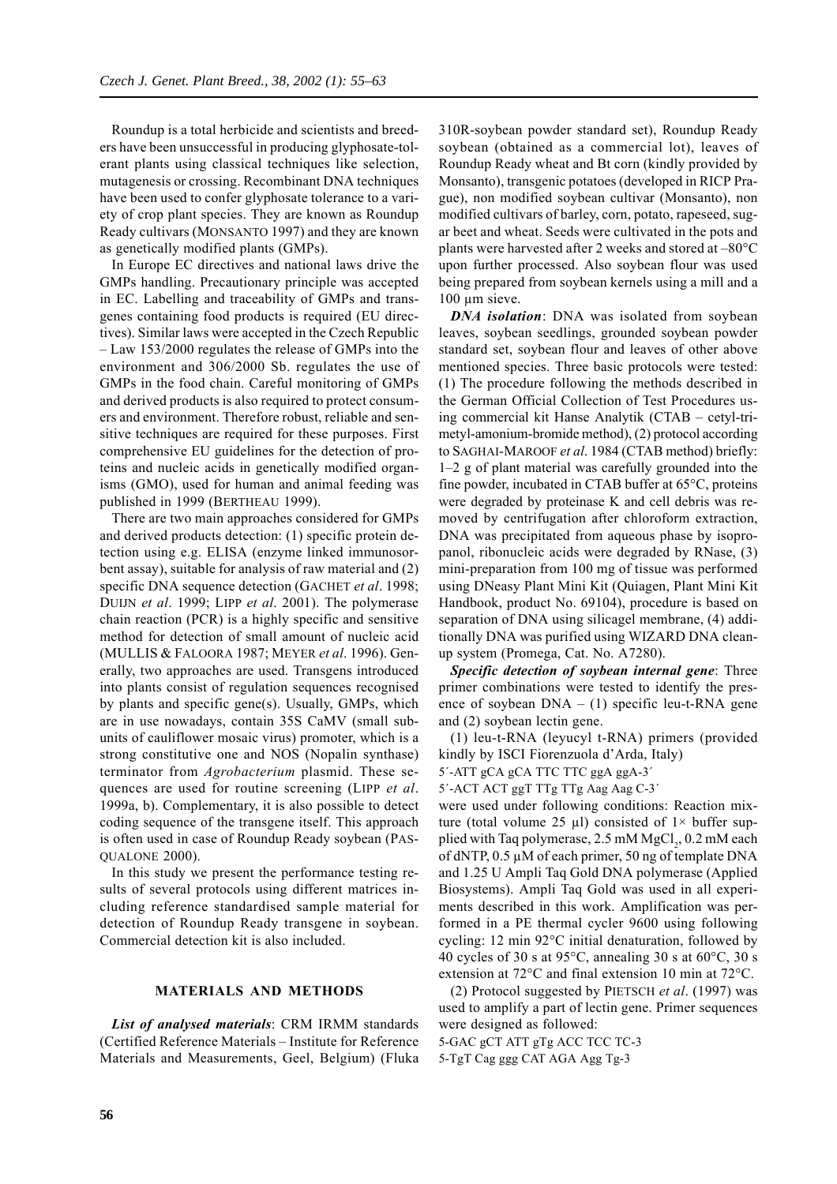Roundup is a total herbicide and scientists and breeders have been unsuccessful in producing glyphosate-tolerant plants using classical techniques like selection, mutagenesis or crossing. Recombinant DNA techniques have been used to confer glyphosate tolerance to a variety of crop plant species. They are known as Roundup Ready cultivars (MONSANTO 1997) and they are known as genetically modified plants (GMPs).

In Europe EC directives and national laws drive the GMPs handling. Precautionary principle was accepted in EC. Labelling and traceability of GMPs and transgenes containing food products is required (EU directives). Similar laws were accepted in the Czech Republic – Law 153/2000 regulates the release of GMPs into the environment and 306/2000 Sb. regulates the use of GMPs in the food chain. Careful monitoring of GMPs and derived products is also required to protect consumers and environment. Therefore robust, reliable and sensitive techniques are required for these purposes. First comprehensive EU guidelines for the detection of proteins and nucleic acids in genetically modified organisms (GMO), used for human and animal feeding was published in 1999 (BERTHEAU 1999).

There are two main approaches considered for GMPs and derived products detection: (1) specific protein detection using e.g. ELISA (enzyme linked immunosorbent assay), suitable for analysis of raw material and (2) specific DNA sequence detection (GACHET *et al*. 1998; DUIJN *et al*. 1999; LIPP *et al*. 2001). The polymerase chain reaction (PCR) is a highly specific and sensitive method for detection of small amount of nucleic acid (MULLIS & FALOORA 1987; MEYER *et al*. 1996). Generally, two approaches are used. Transgens introduced into plants consist of regulation sequences recognised by plants and specific gene(s). Usually, GMPs, which are in use nowadays, contain 35S CaMV (small subunits of cauliflower mosaic virus) promoter, which is a strong constitutive one and NOS (Nopalin synthase) terminator from *Agrobacterium* plasmid. These sequences are used for routine screening (LIPP *et al*. 1999a, b). Complementary, it is also possible to detect coding sequence of the transgene itself. This approach is often used in case of Roundup Ready soybean (PASQUALONE 2000).

In this study we present the performance testing results of several protocols using different matrices including reference standardised sample material for detection of Roundup Ready transgene in soybean. Commercial detection kit is also included.

## MATERIALS AND METHODS

***List of analysed materials***: CRM IRMM standards (Certified Reference Materials – Institute for Reference Materials and Measurements, Geel, Belgium) (Fluka 310R-soybean powder standard set), Roundup Ready soybean (obtained as a commercial lot), leaves of Roundup Ready wheat and Bt corn (kindly provided by Monsanto), transgenic potatoes (developed in RICP Prague), non modified soybean cultivar (Monsanto), non modified cultivars of barley, corn, potato, rapeseed, sugar beet and wheat. Seeds were cultivated in the pots and plants were harvested after 2 weeks and stored at –80°C upon further processed. Also soybean flour was used being prepared from soybean kernels using a mill and a 100 µm sieve.

***DNA isolation***: DNA was isolated from soybean leaves, soybean seedlings, grounded soybean powder standard set, soybean flour and leaves of other above mentioned species. Three basic protocols were tested: (1) The procedure following the methods described in the German Official Collection of Test Procedures using commercial kit Hanse Analytik (CTAB – cetyl-trimetyl-amonium-bromide method), (2) protocol according to SAGHAI-MAROOF *et al*. 1984 (CTAB method) briefly: 1–2 g of plant material was carefully grounded into the fine powder, incubated in CTAB buffer at 65°C, proteins were degraded by proteinase K and cell debris was removed by centrifugation after chloroform extraction, DNA was precipitated from aqueous phase by isopropanol, ribonucleic acids were degraded by RNase, (3) mini-preparation from 100 mg of tissue was performed using DNeasy Plant Mini Kit (Quiagen, Plant Mini Kit Handbook, product No. 69104), procedure is based on separation of DNA using silicagel membrane, (4) additionally DNA was purified using WIZARD DNA cleanup system (Promega, Cat. No. A7280).

***Specific detection of soybean internal gene***: Three primer combinations were tested to identify the presence of soybean DNA – (1) specific leu-t-RNA gene and (2) soybean lectin gene.

(1) leu-t-RNA (leyucyl t-RNA) primers (provided kindly by ISCI Fiorenzuola d'Arda, Italy)

5´-ATT gCA gCA TTC TTC ggA ggA-3´

5´-ACT ACT ggT TTg TTg Aag Aag C-3´

were used under following conditions: Reaction mixture (total volume 25 µl) consisted of 1× buffer supplied with Taq polymerase, 2.5 mM $MgCl_2$, 0.2 mM each of dNTP, 0.5 µM of each primer, 50 ng of template DNA and 1.25 U Ampli Taq Gold DNA polymerase (Applied Biosystems). Ampli Taq Gold was used in all experiments described in this work. Amplification was performed in a PE thermal cycler 9600 using following cycling: 12 min 92°C initial denaturation, followed by 40 cycles of 30 s at 95°C, annealing 30 s at 60°C, 30 s extension at 72°C and final extension 10 min at 72°C.

(2) Protocol suggested by PIETSCH *et al*. (1997) was used to amplify a part of lectin gene. Primer sequences were designed as followed:

5-GAC gCT ATT gTg ACC TCC TC-3

5-TgT Cag ggg CAT AGA Agg Tg-3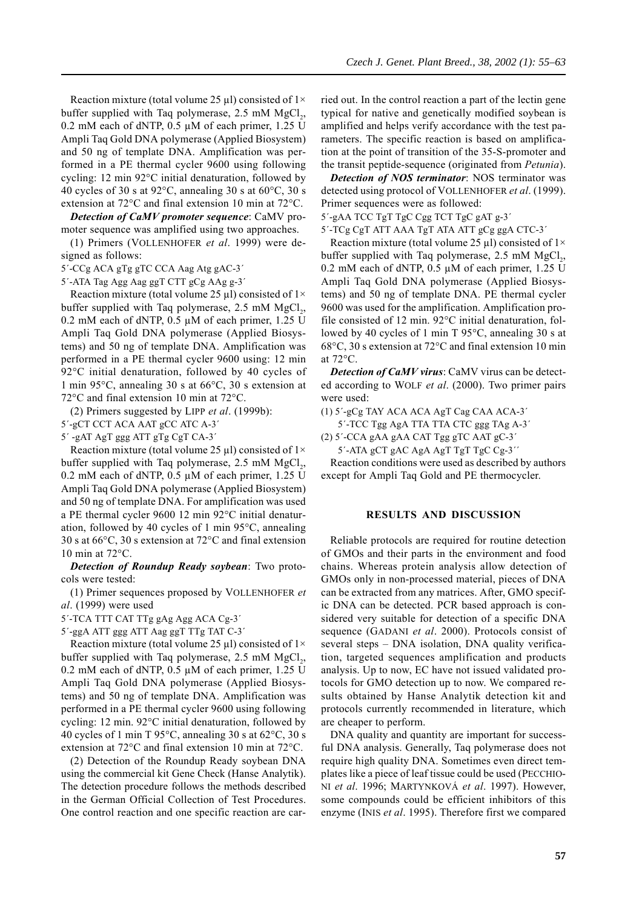Reaction mixture (total volume 25 µl) consisted of 1× buffer supplied with Taq polymerase, 2.5 mM $MgCl_2$, 0.2 mM each of dNTP, 0.5 µM of each primer, 1.25 U Ampli Taq Gold DNA polymerase (Applied Biosystem) and 50 ng of template DNA. Amplification was performed in a PE thermal cycler 9600 using following cycling: 12 min 92°C initial denaturation, followed by 40 cycles of 30 s at 92°C, annealing 30 s at 60°C, 30 s extension at 72°C and final extension 10 min at 72°C.

***Detection of CaMV promoter sequence***: CaMV promoter sequence was amplified using two approaches.

(1) Primers (VOLLENHOFER *et al*. 1999) were designed as follows:

5´-CCg ACA gTg gTC CCA Aag Atg gAC-3´

5´-ATA Tag Agg Aag ggT CTT gCg AAg g-3´

Reaction mixture (total volume 25 µl) consisted of 1× buffer supplied with Taq polymerase, 2.5 mM $MgCl_2$, 0.2 mM each of dNTP, 0.5 µM of each primer, 1.25 U Ampli Taq Gold DNA polymerase (Applied Biosystems) and 50 ng of template DNA. Amplification was performed in a PE thermal cycler 9600 using: 12 min 92°C initial denaturation, followed by 40 cycles of 1 min 95°C, annealing 30 s at 66°C, 30 s extension at 72°C and final extension 10 min at 72°C.

(2) Primers suggested by LIPP *et al*. (1999b):

5´-gCT CCT ACA AAT gCC ATC A-3´

5´ -gAT AgT ggg ATT gTg CgT CA-3´

Reaction mixture (total volume 25 µl) consisted of 1× buffer supplied with Taq polymerase, 2.5 mM $MgCl_2$, 0.2 mM each of dNTP, 0.5 µM of each primer, 1.25 U Ampli Taq Gold DNA polymerase (Applied Biosystem) and 50 ng of template DNA. For amplification was used a PE thermal cycler 9600 12 min 92°C initial denaturation, followed by 40 cycles of 1 min 95°C, annealing 30 s at 66°C, 30 s extension at 72°C and final extension 10 min at 72°C.

***Detection of Roundup Ready soybean***: Two protocols were tested:

(1) Primer sequences proposed by VOLLENHOFER *et al*. (1999) were used

5´-TCA TTT CAT TTg gAg Agg ACA Cg-3´

5´-ggA ATT ggg ATT Aag ggT TTg TAT C-3´

Reaction mixture (total volume 25 µl) consisted of 1× buffer supplied with Taq polymerase, 2.5 mM $MgCl_2$, 0.2 mM each of dNTP, 0.5 µM of each primer, 1.25 U Ampli Taq Gold DNA polymerase (Applied Biosystems) and 50 ng of template DNA. Amplification was performed in a PE thermal cycler 9600 using following cycling: 12 min. 92°C initial denaturation, followed by 40 cycles of 1 min T 95°C, annealing 30 s at 62°C, 30 s extension at 72°C and final extension 10 min at 72°C.

(2) Detection of the Roundup Ready soybean DNA using the commercial kit Gene Check (Hanse Analytik). The detection procedure follows the methods described in the German Official Collection of Test Procedures. One control reaction and one specific reaction are carried out. In the control reaction a part of the lectin gene typical for native and genetically modified soybean is amplified and helps verify accordance with the test parameters. The specific reaction is based on amplification at the point of transition of the 35-S-promoter and the transit peptide-sequence (originated from *Petunia*).

***Detection of NOS terminator***: NOS terminator was detected using protocol of VOLLENHOFER *et al*. (1999). Primer sequences were as followed:

5´-gAA TCC TgT TgC Cgg TCT TgC gAT g-3´

5´-TCg CgT ATT AAA TgT ATA ATT gCg ggA CTC-3´

Reaction mixture (total volume 25 µl) consisted of 1× buffer supplied with Taq polymerase, 2.5 mM $MgCl_2$, 0.2 mM each of dNTP, 0.5 µM of each primer, 1.25 U Ampli Taq Gold DNA polymerase (Applied Biosystems) and 50 ng of template DNA. PE thermal cycler 9600 was used for the amplification. Amplification profile consisted of 12 min. 92°C initial denaturation, followed by 40 cycles of 1 min T 95°C, annealing 30 s at 68°C, 30 s extension at 72°C and final extension 10 min at 72°C.

***Detection of CaMV virus***: CaMV virus can be detected according to WOLF *et al*. (2000). Two primer pairs were used:

(1) 5´-gCg TAY ACA ACA AgT Cag CAA ACA-3´
    5´-TCC Tgg AgA TTA TTA CTC ggg TAg A-3´

(2) 5´-CCA gAA gAA CAT Tgg gTC AAT gC-3´
    5´-ATA gCT gAC AgA AgT TgT TgC Cg-3´´

Reaction conditions were used as described by authors except for Ampli Taq Gold and PE thermocycler.

## RESULTS AND DISCUSSION

Reliable protocols are required for routine detection of GMOs and their parts in the environment and food chains. Whereas protein analysis allow detection of GMOs only in non-processed material, pieces of DNA can be extracted from any matrices. After, GMO specific DNA can be detected. PCR based approach is considered very suitable for detection of a specific DNA sequence (GADANI *et al*. 2000). Protocols consist of several steps – DNA isolation, DNA quality verification, targeted sequences amplification and products analysis. Up to now, EC have not issued validated protocols for GMO detection up to now. We compared results obtained by Hanse Analytik detection kit and protocols currently recommended in literature, which are cheaper to perform.

DNA quality and quantity are important for successful DNA analysis. Generally, Taq polymerase does not require high quality DNA. Sometimes even direct templates like a piece of leaf tissue could be used (PECCHIONI *et al*. 1996; MARTYNKOVÁ *et al*. 1997). However, some compounds could be efficient inhibitors of this enzyme (INIS *et al*. 1995). Therefore first we compared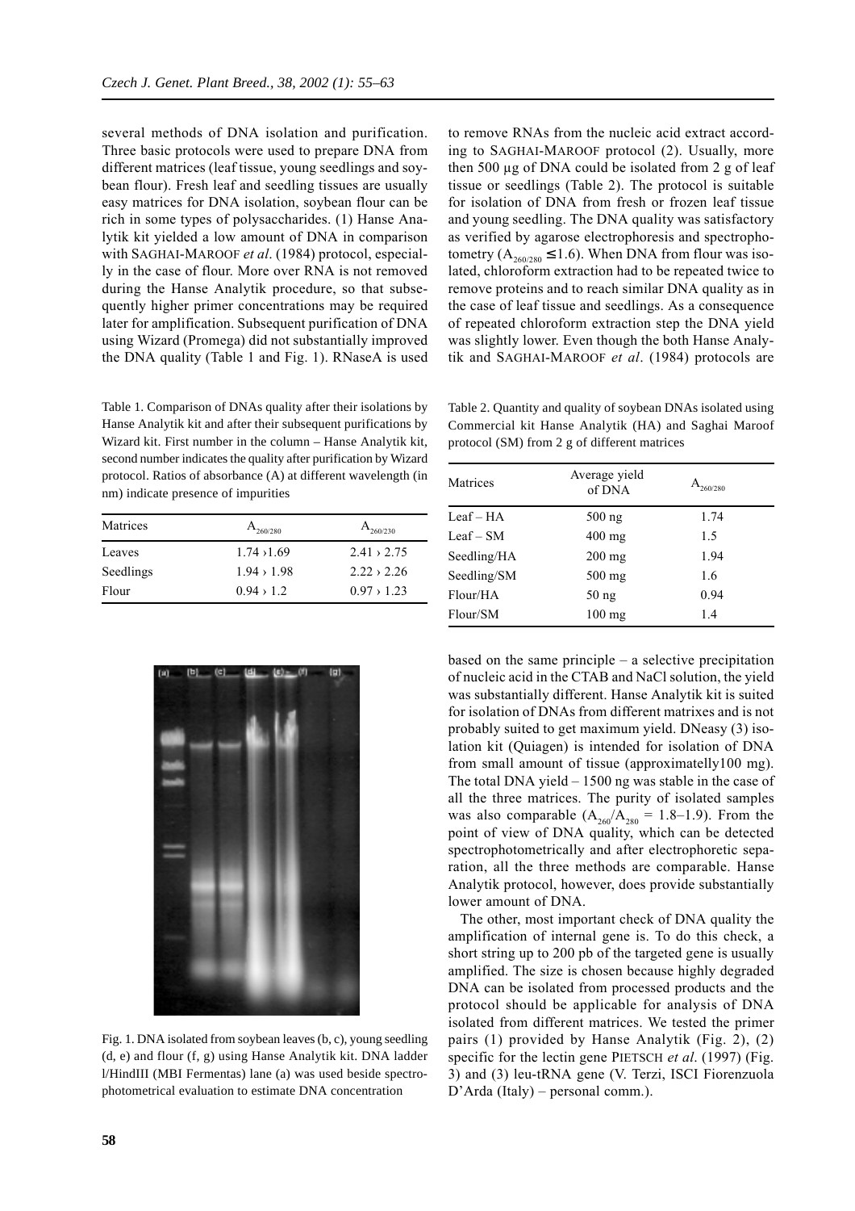several methods of DNA isolation and purification. Three basic protocols were used to prepare DNA from different matrices (leaf tissue, young seedlings and soybean flour). Fresh leaf and seedling tissues are usually easy matrices for DNA isolation, soybean flour can be rich in some types of polysaccharides. (1) Hanse Analytik kit yielded a low amount of DNA in comparison with SAGHAI-MAROOF *et al*. (1984) protocol, especially in the case of flour. More over RNA is not removed during the Hanse Analytik procedure, so that subsequently higher primer concentrations may be required later for amplification. Subsequent purification of DNA using Wizard (Promega) did not substantially improved the DNA quality (Table 1 and Fig. 1). RNaseA is used to remove RNAs from the nucleic acid extract according to SAGHAI-MAROOF protocol (2). Usually, more then 500 µg of DNA could be isolated from 2 g of leaf tissue or seedlings (Table 2). The protocol is suitable for isolation of DNA from fresh or frozen leaf tissue and young seedling. The DNA quality was satisfactory as verified by agarose electrophoresis and spectrophotometry ($A_{260/280} \leq 1.6$). When DNA from flour was isolated, chloroform extraction had to be repeated twice to remove proteins and to reach similar DNA quality as in the case of leaf tissue and seedlings. As a consequence of repeated chloroform extraction step the DNA yield was slightly lower. Even though the both Hanse Analytik and SAGHAI-MAROOF *et al*. (1984) protocols are based on the same principle – a selective precipitation of nucleic acid in the CTAB and NaCl solution, the yield was substantially different. Hanse Analytik kit is suited for isolation of DNAs from different matrixes and is not probably suited to get maximum yield. DNeasy (3) isolation kit (Quiagen) is intended for isolation of DNA from small amount of tissue (approximatelly100 mg). The total DNA yield – 1500 ng was stable in the case of all the three matrices. The purity of isolated samples was also comparable ($A_{260}/A_{280}$ = 1.8–1.9). From the point of view of DNA quality, which can be detected spectrophotometrically and after electrophoretic separation, all the three methods are comparable. Hanse Analytik protocol, however, does provide substantially lower amount of DNA.

Table 1. Comparison of DNAs quality after their isolations by Hanse Analytik kit and after their subsequent purifications by Wizard kit. First number in the column – Hanse Analytik kit, second number indicates the quality after purification by Wizard protocol. Ratios of absorbance (A) at different wavelength (in nm) indicate presence of impurities

| Matrices | $A_{260/280}$ | $A_{260/230}$ |
|---|---|---|
| Leaves | 1.74 › 1.69 | 2.41 › 2.75 |
| Seedlings | 1.94 › 1.98 | 2.22 › 2.26 |
| Flour | 0.94 › 1.2 | 0.97 › 1.23 |

Table 2. Quantity and quality of soybean DNAs isolated using Commercial kit Hanse Analytik (HA) and Saghai Maroof protocol (SM) from 2 g of different matrices

| Matrices | Average yield of DNA | $A_{260/280}$ |
|---|---|---|
| Leaf – HA | 500 ng | 1.74 |
| Leaf – SM | 400 mg | 1.5 |
| Seedling/HA | 200 mg | 1.94 |
| Seedling/SM | 500 mg | 1.6 |
| Flour/HA | 50 ng | 0.94 |
| Flour/SM | 100 mg | 1.4 |

Fig. 1. DNA isolated from soybean leaves (b, c), young seedling (d, e) and flour (f, g) using Hanse Analytik kit. DNA ladder l/HindIII (MBI Fermentas) lane (a) was used beside spectrophotometrical evaluation to estimate DNA concentration

The other, most important check of DNA quality the amplification of internal gene is. To do this check, a short string up to 200 pb of the targeted gene is usually amplified. The size is chosen because highly degraded DNA can be isolated from processed products and the protocol should be applicable for analysis of DNA isolated from different matrices. We tested the primer pairs (1) provided by Hanse Analytik (Fig. 2), (2) specific for the lectin gene PIETSCH *et al*. (1997) (Fig. 3) and (3) leu-tRNA gene (V. Terzi, ISCI Fiorenzuola D'Arda (Italy) – personal comm.).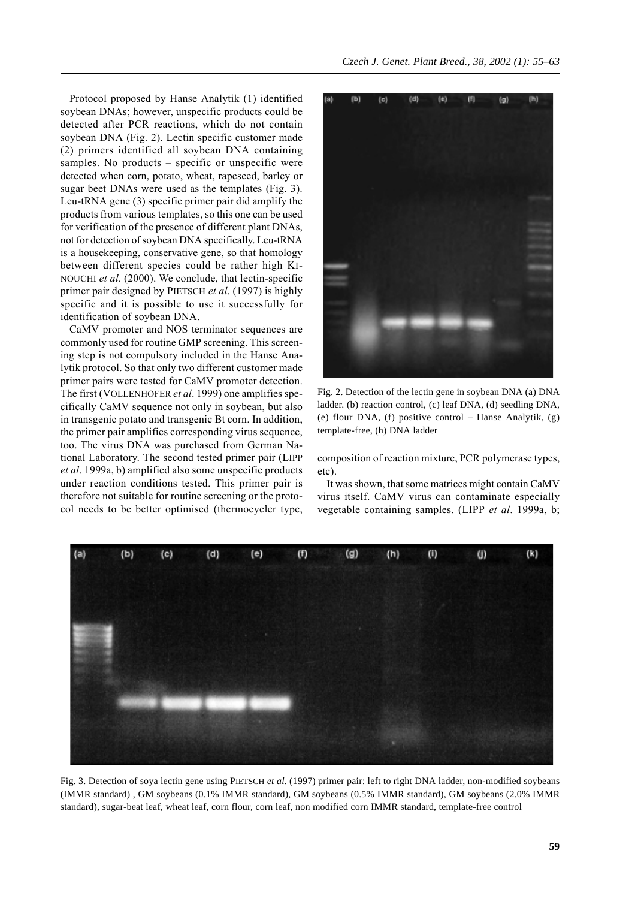Protocol proposed by Hanse Analytik (1) identified soybean DNAs; however, unspecific products could be detected after PCR reactions, which do not contain soybean DNA (Fig. 2). Lectin specific customer made (2) primers identified all soybean DNA containing samples. No products – specific or unspecific were detected when corn, potato, wheat, rapeseed, barley or sugar beet DNAs were used as the templates (Fig. 3). Leu-tRNA gene (3) specific primer pair did amplify the products from various templates, so this one can be used for verification of the presence of different plant DNAs, not for detection of soybean DNA specifically. Leu-tRNA is a housekeeping, conservative gene, so that homology between different species could be rather high KINOUCHI *et al*. (2000). We conclude, that lectin-specific primer pair designed by PIETSCH *et al*. (1997) is highly specific and it is possible to use it successfully for identification of soybean DNA.

CaMV promoter and NOS terminator sequences are commonly used for routine GMP screening. This screening step is not compulsory included in the Hanse Analytik protocol. So that only two different customer made primer pairs were tested for CaMV promoter detection. The first (VOLLENHOFER *et al*. 1999) one amplifies specifically CaMV sequence not only in soybean, but also in transgenic potato and transgenic Bt corn. In addition, the primer pair amplifies corresponding virus sequence, too. The virus DNA was purchased from German National Laboratory. The second tested primer pair (LIPP *et al*. 1999a, b) amplified also some unspecific products under reaction conditions tested. This primer pair is therefore not suitable for routine screening or the protocol needs to be better optimised (thermocycler type, composition of reaction mixture, PCR polymerase types, etc).

Fig. 2. Detection of the lectin gene in soybean DNA (a) DNA ladder. (b) reaction control, (c) leaf DNA, (d) seedling DNA, (e) flour DNA, (f) positive control – Hanse Analytik, (g) template-free, (h) DNA ladder

It was shown, that some matrices might contain CaMV virus itself. CaMV virus can contaminate especially vegetable containing samples. (LIPP *et al*. 1999a, b;

Fig. 3. Detection of soya lectin gene using PIETSCH *et al*. (1997) primer pair: left to right DNA ladder, non-modified soybeans (IMMR standard) , GM soybeans (0.1% IMMR standard), GM soybeans (0.5% IMMR standard), GM soybeans (2.0% IMMR standard), sugar-beat leaf, wheat leaf, corn flour, corn leaf, non modified corn IMMR standard, template-free control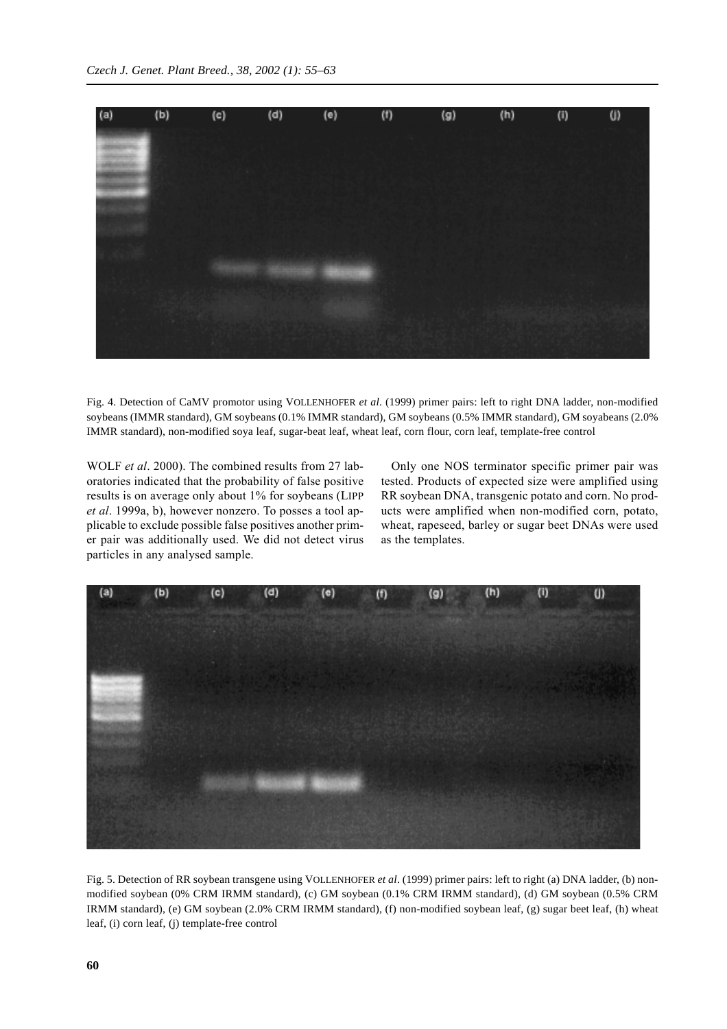Fig. 4. Detection of CaMV promotor using VOLLENHOFER *et al*. (1999) primer pairs: left to right DNA ladder, non-modified soybeans (IMMR standard), GM soybeans (0.1% IMMR standard), GM soybeans (0.5% IMMR standard), GM soyabeans (2.0% IMMR standard), non-modified soya leaf, sugar-beat leaf, wheat leaf, corn flour, corn leaf, template-free control

WOLF *et al*. 2000). The combined results from 27 laboratories indicated that the probability of false positive results is on average only about 1% for soybeans (LIPP *et al*. 1999a, b), however nonzero. To posses a tool applicable to exclude possible false positives another primer pair was additionally used. We did not detect virus particles in any analysed sample.

Only one NOS terminator specific primer pair was tested. Products of expected size were amplified using RR soybean DNA, transgenic potato and corn. No products were amplified when non-modified corn, potato, wheat, rapeseed, barley or sugar beet DNAs were used as the templates.

Fig. 5. Detection of RR soybean transgene using VOLLENHOFER *et al*. (1999) primer pairs: left to right (a) DNA ladder, (b) non-modified soybean (0% CRM IRMM standard), (c) GM soybean (0.1% CRM IRMM standard), (d) GM soybean (0.5% CRM IRMM standard), (e) GM soybean (2.0% CRM IRMM standard), (f) non-modified soybean leaf, (g) sugar beet leaf, (h) wheat leaf, (i) corn leaf, (j) template-free control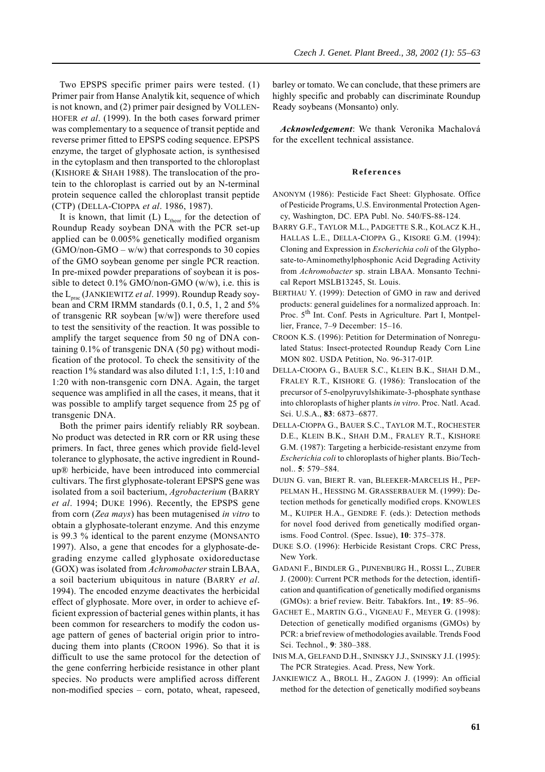Two EPSPS specific primer pairs were tested. (1) Primer pair from Hanse Analytik kit, sequence of which is not known, and (2) primer pair designed by VOLLENHOFER *et al*. (1999). In the both cases forward primer was complementary to a sequence of transit peptide and reverse primer fitted to EPSPS coding sequence. EPSPS enzyme, the target of glyphosate action, is synthesised in the cytoplasm and then transported to the chloroplast (KISHORE & SHAH 1988). The translocation of the protein to the chloroplast is carried out by an N-terminal protein sequence called the chloroplast transit peptide (CTP) (DELLA-CIOPPA *et al*. 1986, 1987).

It is known, that limit (L) $L_{theor}$ for the detection of Roundup Ready soybean DNA with the PCR set-up applied can be 0.005% genetically modified organism (GMO/non-GMO – w/w) that corresponds to 30 copies of the GMO soybean genome per single PCR reaction. In pre-mixed powder preparations of soybean it is possible to detect 0.1% GMO/non-GMO (w/w), i.e. this is the $L_{prac}$ (JANKIEWITZ *et al*. 1999). Roundup Ready soybean and CRM IRMM standards (0.1, 0.5, 1, 2 and 5% of transgenic RR soybean [w/w]) were therefore used to test the sensitivity of the reaction. It was possible to amplify the target sequence from 50 ng of DNA containing 0.1% of transgenic DNA (50 pg) without modification of the protocol. To check the sensitivity of the reaction 1% standard was also diluted 1:1, 1:5, 1:10 and 1:20 with non-transgenic corn DNA. Again, the target sequence was amplified in all the cases, it means, that it was possible to amplify target sequence from 25 pg of transgenic DNA.

Both the primer pairs identify reliably RR soybean. No product was detected in RR corn or RR using these primers. In fact, three genes which provide field-level tolerance to glyphosate, the active ingredient in Roundup® herbicide, have been introduced into commercial cultivars. The first glyphosate-tolerant EPSPS gene was isolated from a soil bacterium, *Agrobacterium* (BARRY *et al*. 1994; DUKE 1996). Recently, the EPSPS gene from corn (*Zea mays*) has been mutagenised *in vitro* to obtain a glyphosate-tolerant enzyme. And this enzyme is 99.3 % identical to the parent enzyme (MONSANTO 1997). Also, a gene that encodes for a glyphosate-degrading enzyme called glyphosate oxidoreductase (GOX) was isolated from *Achromobacter* strain LBAA, a soil bacterium ubiquitous in nature (BARRY *et al*. 1994). The encoded enzyme deactivates the herbicidal effect of glyphosate. More over, in order to achieve efficient expression of bacterial genes within plants, it has been common for researchers to modify the codon usage pattern of genes of bacterial origin prior to introducing them into plants (CROON 1996). So that it is difficult to use the same protocol for the detection of the gene conferring herbicide resistance in other plant species. No products were amplified across different non-modified species – corn, potato, wheat, rapeseed, barley or tomato. We can conclude, that these primers are highly specific and probably can discriminate Roundup Ready soybeans (Monsanto) only.

***Acknowledgement***: We thank Veronika Machalová for the excellent technical assistance.

## References

ANONYM (1986): Pesticide Fact Sheet: Glyphosate. Office of Pesticide Programs, U.S. Environmental Protection Agency, Washington, DC. EPA Publ. No. 540/FS-88-124.

BARRY G.F., TAYLOR M.L., PADGETTE S.R., KOLACZ K.H., HALLAS L.E., DELLA-CIOPPA G., KISORE G.M. (1994): Cloning and Expression in *Escherichia coli* of the Glyphosate-to-Aminomethylphosphonic Acid Degrading Activity from *Achromobacter* sp. strain LBAA. Monsanto Technical Report MSLB13245, St. Louis.

BERTHAU Y. (1999): Detection of GMO in raw and derived products: general guidelines for a normalized approach. In: Proc. 5[th] Int. Conf. Pests in Agriculture. Part I, Montpellier, France, 7–9 December: 15–16.

CROON K.S. (1996): Petition for Determination of Nonregulated Status: Insect-protected Roundup Ready Corn Line MON 802. USDA Petition, No. 96-317-01P.

DELLA-CIOOPA G., BAUER S.C., KLEIN B.K., SHAH D.M., FRALEY R.T., KISHORE G. (1986): Translocation of the precursor of 5-enolpyruvylshikimate-3-phosphate synthase into chloroplasts of higher plants *in vitro*. Proc. Natl. Acad. Sci. U.S.A., **83**: 6873–6877.

DELLA-CIOPPA G., BAUER S.C., TAYLOR M.T., ROCHESTER D.E., KLEIN B.K., SHAH D.M., FRALEY R.T., KISHORE G.M. (1987): Targeting a herbicide-resistant enzyme from *Escherichia coli* to chloroplasts of higher plants. Bio/Technol.. **5**: 579–584.

DUIJN G. van, BIERT R. van, BLEEKER-MARCELIS H., PEPPELMAN H., HESSING M. GRASSERBAUER M. (1999): Detection methods for genetically modified crops. KNOWLES M., KUIPER H.A., GENDRE F. (eds.): Detection methods for novel food derived from genetically modified organisms. Food Control. (Spec. Issue), **10**: 375–378.

DUKE S.O. (1996): Herbicide Resistant Crops. CRC Press, New York.

GADANI F., BINDLER G., PIJNENBURG H., ROSSI L., ZUBER J. (2000): Current PCR methods for the detection, identification and quantification of genetically modified organisms (GMOs): a brief review. Beitr. Tabakfors. Int., **19**: 85–96.

GACHET E., MARTIN G.G., VIGNEAU F., MEYER G. (1998): Detection of genetically modified organisms (GMOs) by PCR: a brief review of methodologies available. Trends Food Sci. Technol., **9**: 380–388.

INIS M.A, GELFAND D.H., SNINSKY J.J., SNINSKY J.I. (1995): The PCR Strategies. Acad. Press, New York.

JANKIEWICZ A., BROLL H., ZAGON J. (1999): An official method for the detection of genetically modified soybeans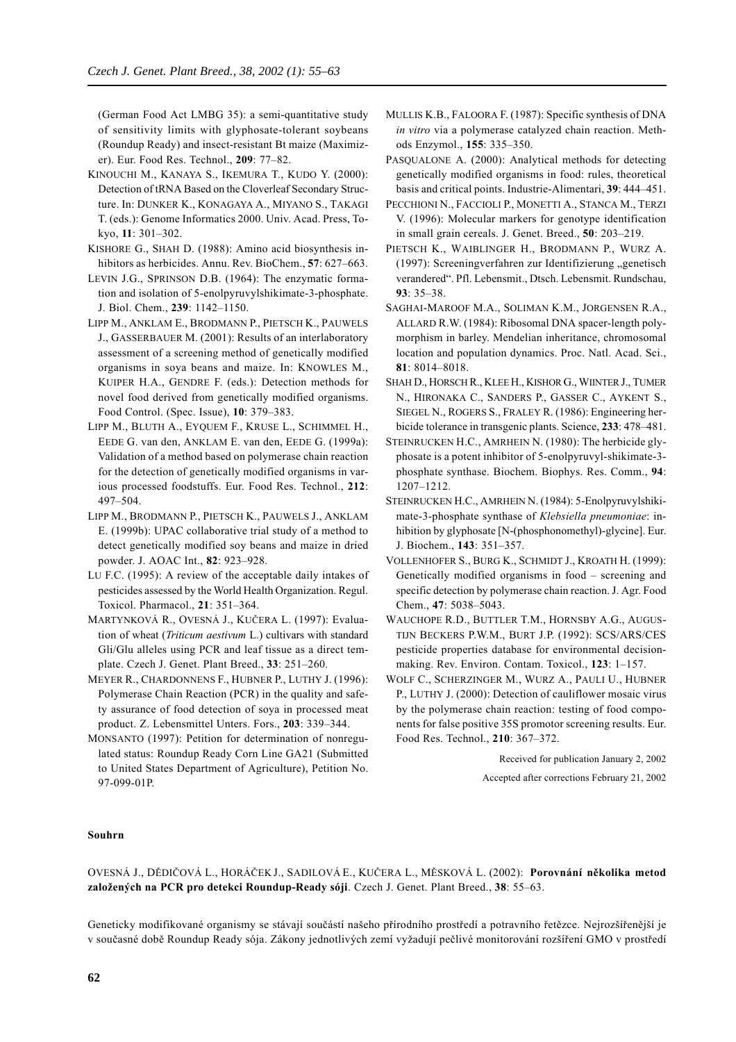(German Food Act LMBG 35): a semi-quantitative study of sensitivity limits with glyphosate-tolerant soybeans (Roundup Ready) and insect-resistant Bt maize (Maximizer). Eur. Food Res. Technol., **209**: 77–82.

KINOUCHI M., KANAYA S., IKEMURA T., KUDO Y. (2000): Detection of tRNA Based on the Cloverleaf Secondary Structure. In: DUNKER K., KONAGAYA A., MIYANO S., TAKAGI T. (eds.): Genome Informatics 2000. Univ. Acad. Press, Tokyo, **11**: 301–302.

KISHORE G., SHAH D. (1988): Amino acid biosynthesis inhibitors as herbicides. Annu. Rev. BioChem., **57**: 627–663.

LEVIN J.G., SPRINSON D.B. (1964): The enzymatic formation and isolation of 5-enolpyruvylshikimate-3-phosphate. J. Biol. Chem., **239**: 1142–1150.

LIPP M., ANKLAM E., BRODMANN P., PIETSCH K., PAUWELS J., GASSERBAUER M. (2001): Results of an interlaboratory assessment of a screening method of genetically modified organisms in soya beans and maize. In: KNOWLES M., KUIPER H.A., GENDRE F. (eds.): Detection methods for novel food derived from genetically modified organisms. Food Control. (Spec. Issue), **10**: 379–383.

LIPP M., BLUTH A., EYQUEM F., KRUSE L., SCHIMMEL H., EEDE G. van den, ANKLAM E. van den, EEDE G. (1999a): Validation of a method based on polymerase chain reaction for the detection of genetically modified organisms in various processed foodstuffs. Eur. Food Res. Technol., **212**: 497–504.

LIPP M., BRODMANN P., PIETSCH K., PAUWELS J., ANKLAM E. (1999b): UPAC collaborative trial study of a method to detect genetically modified soy beans and maize in dried powder. J. AOAC Int., **82**: 923–928.

LU F.C. (1995): A review of the acceptable daily intakes of pesticides assessed by the World Health Organization. Regul. Toxicol. Pharmacol., **21**: 351–364.

MARTYNKOVÁ R., OVESNÁ J., KUČERA L. (1997): Evaluation of wheat (*Triticum aestivum* L.) cultivars with standard Gli/Glu alleles using PCR and leaf tissue as a direct template. Czech J. Genet. Plant Breed., **33**: 251–260.

MEYER R., CHARDONNENS F., HUBNER P., LUTHY J. (1996): Polymerase Chain Reaction (PCR) in the quality and safety assurance of food detection of soya in processed meat product. Z. Lebensmittel Unters. Fors., **203**: 339–344.

MONSANTO (1997): Petition for determination of nonregulated status: Roundup Ready Corn Line GA21 (Submitted to United States Department of Agriculture), Petition No. 97-099-01P.

MULLIS K.B., FALOORA F. (1987): Specific synthesis of DNA *in vitro* via a polymerase catalyzed chain reaction. Methods Enzymol., **155**: 335–350.

PASQUALONE A. (2000): Analytical methods for detecting genetically modified organisms in food: rules, theoretical basis and critical points. Industrie-Alimentari, **39**: 444–451.

PECCHIONI N., FACCIOLI P., MONETTI A., STANCA M., TERZI V. (1996): Molecular markers for genotype identification in small grain cereals. J. Genet. Breed., **50**: 203–219.

PIETSCH K., WAIBLINGER H., BRODMANN P., WURZ A. (1997): Screeningverfahren zur Identifizierung „genetisch verandered". Pfl. Lebensmit., Dtsch. Lebensmit. Rundschau, **93**: 35–38.

SAGHAI-MAROOF M.A., SOLIMAN K.M., JORGENSEN R.A., ALLARD R.W. (1984): Ribosomal DNA spacer-length polymorphism in barley. Mendelian inheritance, chromosomal location and population dynamics. Proc. Natl. Acad. Sci., **81**: 8014–8018.

SHAH D., HORSCH R., KLEE H., KISHOR G., WIINTER J., TUMER N., HIRONAKA C., SANDERS P., GASSER C., AYKENT S., SIEGEL N., ROGERS S., FRALEY R. (1986): Engineering herbicide tolerance in transgenic plants. Science, **233**: 478–481.

STEINRUCKEN H.C., AMRHEIN N. (1980): The herbicide glyphosate is a potent inhibitor of 5-enolpyruvyl-shikimate-3-phosphate synthase. Biochem. Biophys. Res. Comm., **94**: 1207–1212.

STEINRUCKEN H.C., AMRHEIN N. (1984): 5-Enolpyruvylshikimate-3-phosphate synthase of *Klebsiella pneumoniae*: inhibition by glyphosate [N-(phosphonomethyl)-glycine]. Eur. J. Biochem., **143**: 351–357.

VOLLENHOFER S., BURG K., SCHMIDT J., KROATH H. (1999): Genetically modified organisms in food – screening and specific detection by polymerase chain reaction. J. Agr. Food Chem., **47**: 5038–5043.

WAUCHOPE R.D., BUTTLER T.M., HORNSBY A.G., AUGUSTIJN BECKERS P.W.M., BURT J.P. (1992): SCS/ARS/CES pesticide properties database for environmental decision-making. Rev. Environ. Contam. Toxicol., **123**: 1–157.

WOLF C., SCHERZINGER M., WURZ A., PAULI U., HUBNER P., LUTHY J. (2000): Detection of cauliflower mosaic virus by the polymerase chain reaction: testing of food components for false positive 35S promotor screening results. Eur. Food Res. Technol., **210**: 367–372.

Received for publication January 2, 2002

Accepted after corrections February 21, 2002

## Souhrn

OVESNÁ J., DĚDIČOVÁ L., HORÁČEK J., SADILOVÁ E., KUČERA L., MĚSKOVÁ L. (2002): **Porovnání několika metod založených na PCR pro detekci Roundup-Ready sóji**. Czech J. Genet. Plant Breed., **38**: 55–63.

Geneticky modifikované organismy se stávají součástí našeho přírodního prostředí a potravního řetězce. Nejrozšířenější je v současné době Roundup Ready sója. Zákony jednotlivých zemí vyžadují pečlivé monitorování rozšíření GMO v prostředí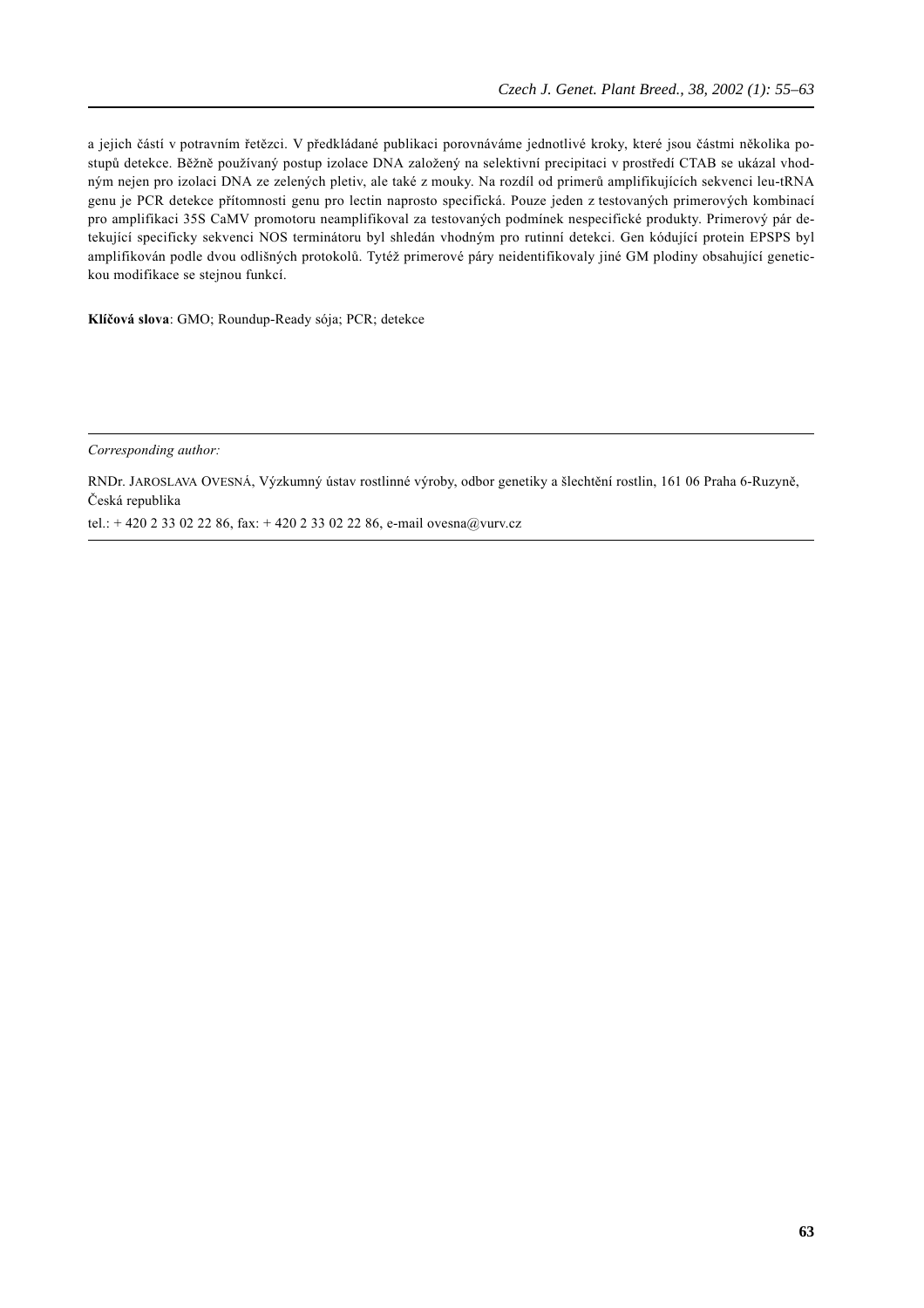a jejich částí v potravním řetězci. V předkládané publikaci porovnáváme jednotlivé kroky, které jsou částmi několika postupů detekce. Běžně používaný postup izolace DNA založený na selektivní precipitaci v prostředí CTAB se ukázal vhodným nejen pro izolaci DNA ze zelených pletiv, ale také z mouky. Na rozdíl od primerů amplifikujících sekvenci leu-tRNA genu je PCR detekce přítomnosti genu pro lectin naprosto specifická. Pouze jeden z testovaných primerových kombinací pro amplifikaci 35S CaMV promotoru neamplifikoval za testovaných podmínek nespecifické produkty. Primerový pár detekující specificky sekvenci NOS terminátoru byl shledán vhodným pro rutinní detekci. Gen kódující protein EPSPS byl amplifikován podle dvou odlišných protokolů. Tytéž primerové páry neidentifikovaly jiné GM plodiny obsahující genetickou modifikace se stejnou funkcí.

**Klíčová slova**: GMO; Roundup-Ready sója; PCR; detekce

---

*Corresponding author:*

RNDr. JAROSLAVA OVESNÁ, Výzkumný ústav rostlinné výroby, odbor genetiky a šlechtění rostlin, 161 06 Praha 6-Ruzyně, Česká republika

tel.: + 420 2 33 02 22 86, fax: + 420 2 33 02 22 86, e-mail ovesna@vurv.cz